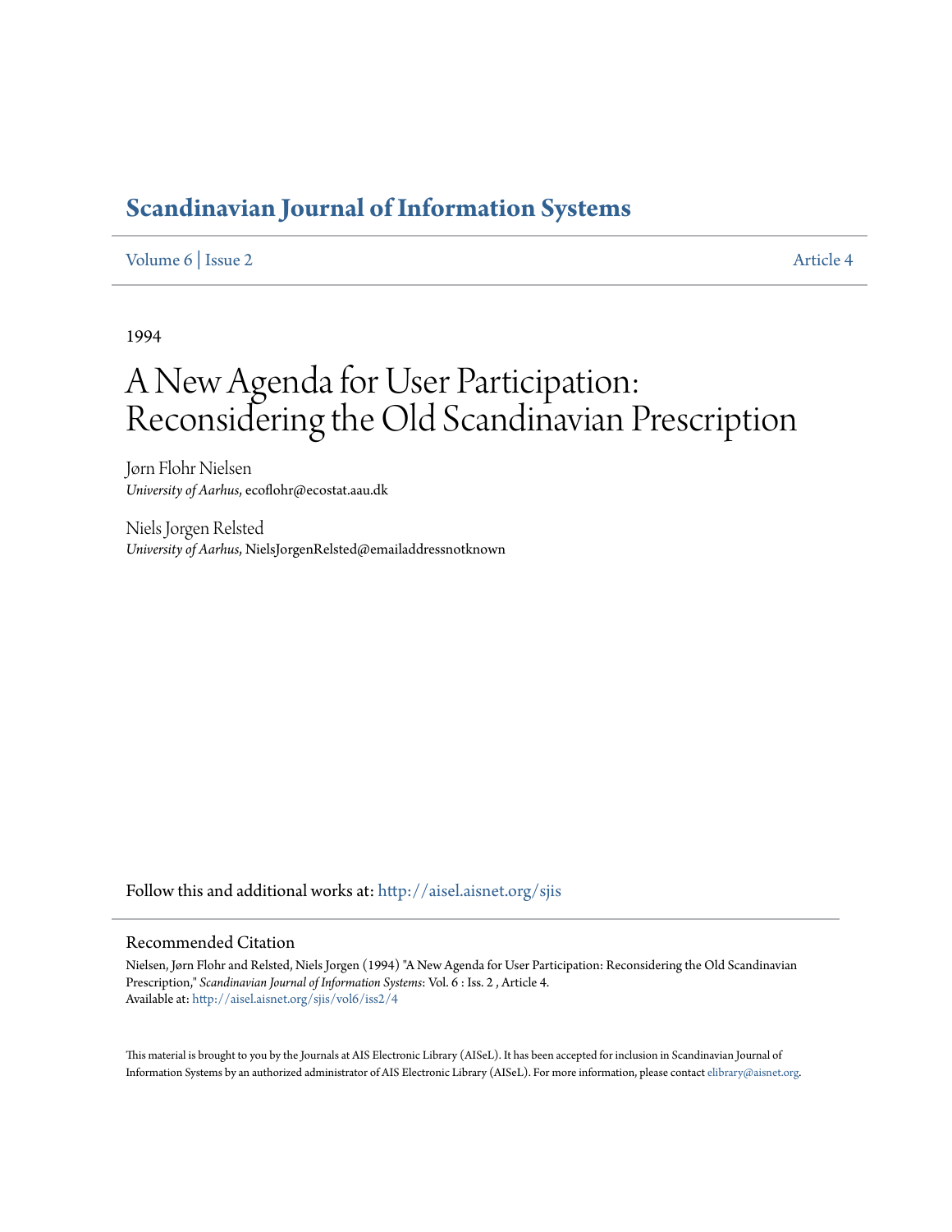# Scandinavian Journal of Information Systems

Volume 6 | Issue 2 Article 4

1994

# A New Agenda for User Participation: Reconsidering the Old Scandinavian Prescription

Jørn Flohr Nielsen
*University of Aarhus*, ecoflohr@ecostat.aau.dk

Niels Jorgen Relsted
*University of Aarhus*, NielsJorgenRelsted@emailaddressnotknown

Follow this and additional works at: http://aisel.aisnet.org/sjis

## Recommended Citation

Nielsen, Jørn Flohr and Relsted, Niels Jorgen (1994) "A New Agenda for User Participation: Reconsidering the Old Scandinavian Prescription," *Scandinavian Journal of Information Systems*: Vol. 6 : Iss. 2 , Article 4.
Available at: http://aisel.aisnet.org/sjis/vol6/iss2/4

This material is brought to you by the Journals at AIS Electronic Library (AISeL). It has been accepted for inclusion in Scandinavian Journal of Information Systems by an authorized administrator of AIS Electronic Library (AISeL). For more information, please contact elibrary@aisnet.org.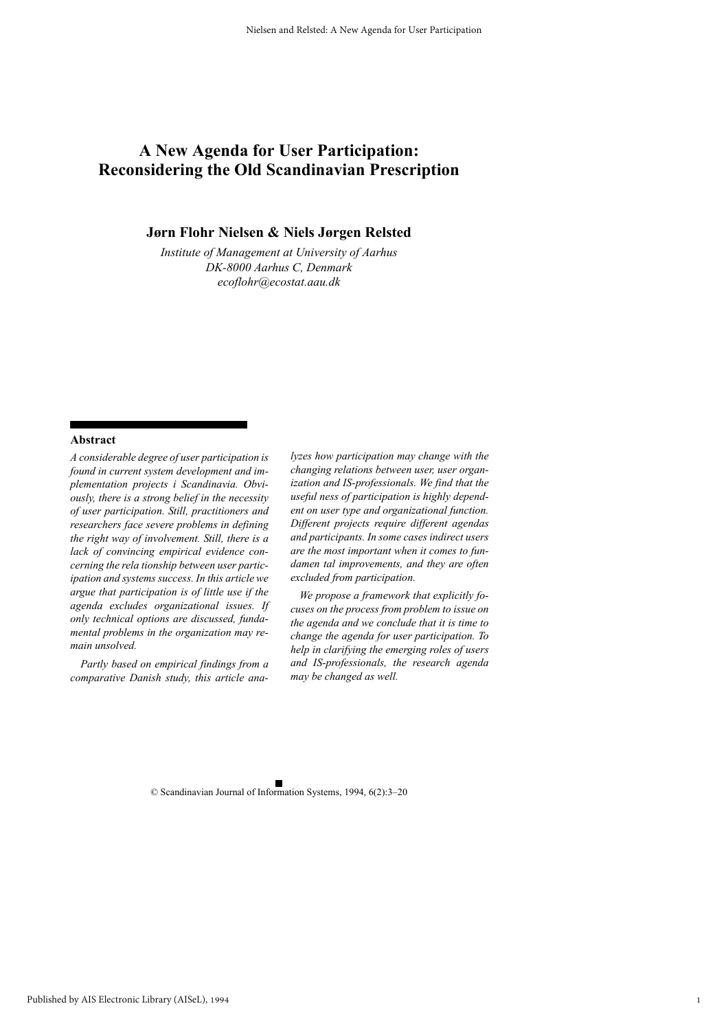# A New Agenda for User Participation: Reconsidering the Old Scandinavian Prescription

**Jørn Flohr Nielsen & Niels Jørgen Relsted**

*Institute of Management at University of Aarhus*
*DK-8000 Aarhus C, Denmark*
*ecoflohr@ecostat.aau.dk*

## Abstract

*A considerable degree of user participation is found in current system development and implementation projects i Scandinavia. Obviously, there is a strong belief in the necessity of user participation. Still, practitioners and researchers face severe problems in defining the right way of involvement. Still, there is a lack of convincing empirical evidence concerning the rela tionship between user participation and systems success. In this article we argue that participation is of little use if the agenda excludes organizational issues. If only technical options are discussed, fundamental problems in the organization may remain unsolved.*

*Partly based on empirical findings from a comparative Danish study, this article analyzes how participation may change with the changing relations between user, user organization and IS-professionals. We find that the useful ness of participation is highly dependent on user type and organizational function. Different projects require different agendas and participants. In some cases indirect users are the most important when it comes to fundamen tal improvements, and they are often excluded from participation.*

*We propose a framework that explicitly focuses on the process from problem to issue on the agenda and we conclude that it is time to change the agenda for user participation. To help in clarifying the emerging roles of users and IS-professionals, the research agenda may be changed as well.*

© Scandinavian Journal of Information Systems, 1994, 6(2):3–20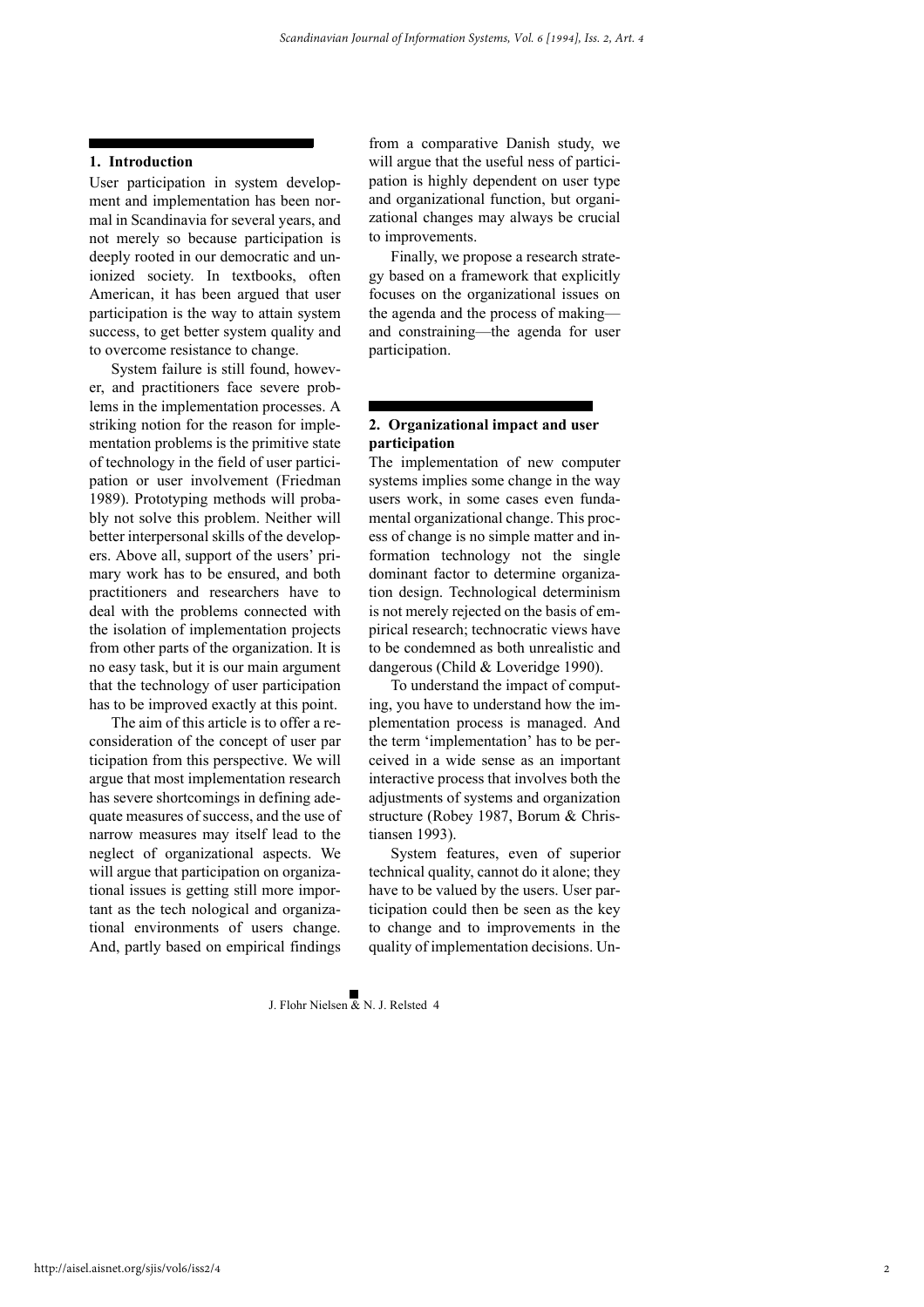## 1. Introduction

User participation in system development and implementation has been normal in Scandinavia for several years, and not merely so because participation is deeply rooted in our democratic and unionized society. In textbooks, often American, it has been argued that user participation is the way to attain system success, to get better system quality and to overcome resistance to change.

System failure is still found, however, and practitioners face severe problems in the implementation processes. A striking notion for the reason for implementation problems is the primitive state of technology in the field of user participation or user involvement (Friedman 1989). Prototyping methods will probably not solve this problem. Neither will better interpersonal skills of the developers. Above all, support of the users' primary work has to be ensured, and both practitioners and researchers have to deal with the problems connected with the isolation of implementation projects from other parts of the organization. It is no easy task, but it is our main argument that the technology of user participation has to be improved exactly at this point.

The aim of this article is to offer a reconsideration of the concept of user par ticipation from this perspective. We will argue that most implementation research has severe shortcomings in defining adequate measures of success, and the use of narrow measures may itself lead to the neglect of organizational aspects. We will argue that participation on organizational issues is getting still more important as the tech nological and organizational environments of users change. And, partly based on empirical findings from a comparative Danish study, we will argue that the useful ness of participation is highly dependent on user type and organizational function, but organizational changes may always be crucial to improvements.

Finally, we propose a research strategy based on a framework that explicitly focuses on the organizational issues on the agenda and the process of making—and constraining—the agenda for user participation.

## 2. Organizational impact and user participation

The implementation of new computer systems implies some change in the way users work, in some cases even fundamental organizational change. This process of change is no simple matter and information technology not the single dominant factor to determine organization design. Technological determinism is not merely rejected on the basis of empirical research; technocratic views have to be condemned as both unrealistic and dangerous (Child & Loveridge 1990).

To understand the impact of computing, you have to understand how the implementation process is managed. And the term 'implementation' has to be perceived in a wide sense as an important interactive process that involves both the adjustments of systems and organization structure (Robey 1987, Borum & Christiansen 1993).

System features, even of superior technical quality, cannot do it alone; they have to be valued by the users. User participation could then be seen as the key to change and to improvements in the quality of implementation decisions. Un-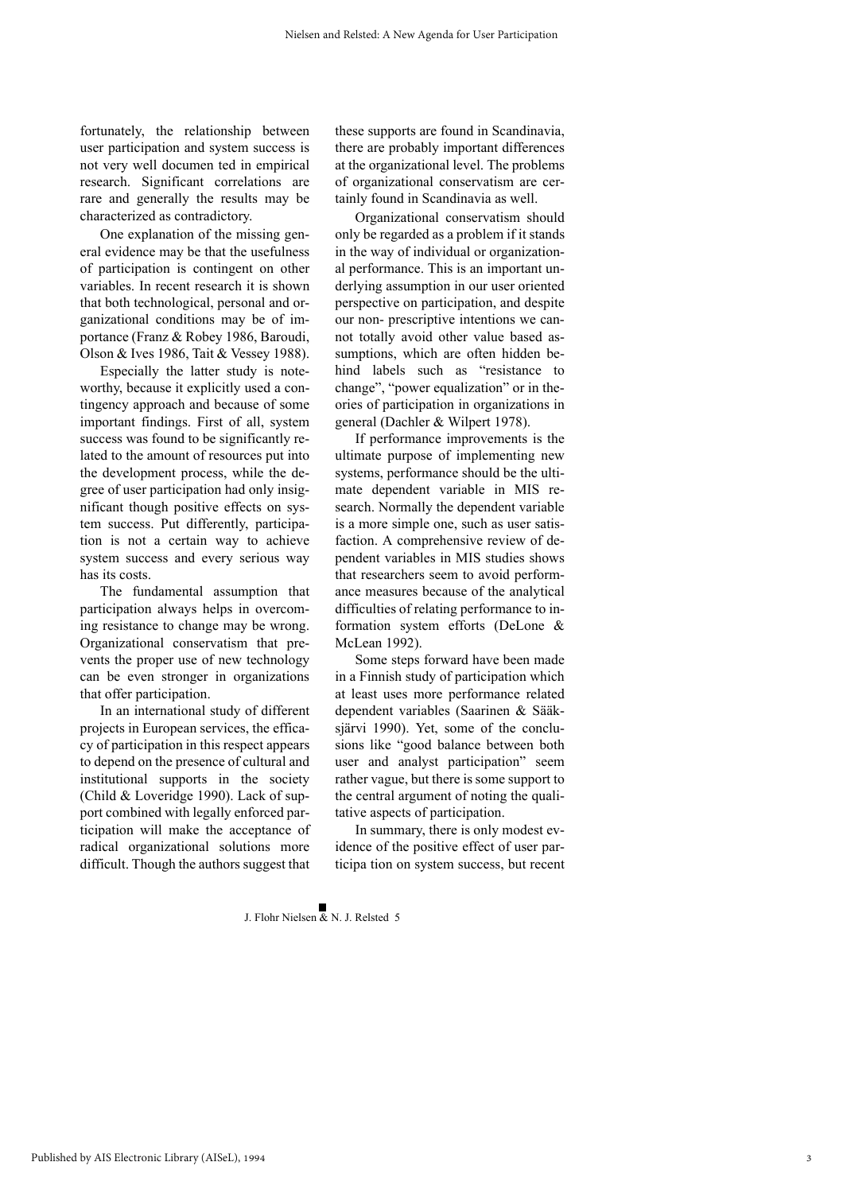fortunately, the relationship between user participation and system success is not very well documen ted in empirical research. Significant correlations are rare and generally the results may be characterized as contradictory.

One explanation of the missing general evidence may be that the usefulness of participation is contingent on other variables. In recent research it is shown that both technological, personal and organizational conditions may be of importance (Franz & Robey 1986, Baroudi, Olson & Ives 1986, Tait & Vessey 1988).

Especially the latter study is noteworthy, because it explicitly used a contingency approach and because of some important findings. First of all, system success was found to be significantly related to the amount of resources put into the development process, while the degree of user participation had only insignificant though positive effects on system success. Put differently, participation is not a certain way to achieve system success and every serious way has its costs.

The fundamental assumption that participation always helps in overcoming resistance to change may be wrong. Organizational conservatism that prevents the proper use of new technology can be even stronger in organizations that offer participation.

In an international study of different projects in European services, the efficacy of participation in this respect appears to depend on the presence of cultural and institutional supports in the society (Child & Loveridge 1990). Lack of support combined with legally enforced participation will make the acceptance of radical organizational solutions more difficult. Though the authors suggest that these supports are found in Scandinavia, there are probably important differences at the organizational level. The problems of organizational conservatism are certainly found in Scandinavia as well.

Organizational conservatism should only be regarded as a problem if it stands in the way of individual or organizational performance. This is an important underlying assumption in our user oriented perspective on participation, and despite our non- prescriptive intentions we cannot totally avoid other value based assumptions, which are often hidden behind labels such as "resistance to change", "power equalization" or in theories of participation in organizations in general (Dachler & Wilpert 1978).

If performance improvements is the ultimate purpose of implementing new systems, performance should be the ultimate dependent variable in MIS research. Normally the dependent variable is a more simple one, such as user satisfaction. A comprehensive review of dependent variables in MIS studies shows that researchers seem to avoid performance measures because of the analytical difficulties of relating performance to information system efforts (DeLone & McLean 1992).

Some steps forward have been made in a Finnish study of participation which at least uses more performance related dependent variables (Saarinen & Sääksjärvi 1990). Yet, some of the conclusions like "good balance between both user and analyst participation" seem rather vague, but there is some support to the central argument of noting the qualitative aspects of participation.

In summary, there is only modest evidence of the positive effect of user participa tion on system success, but recent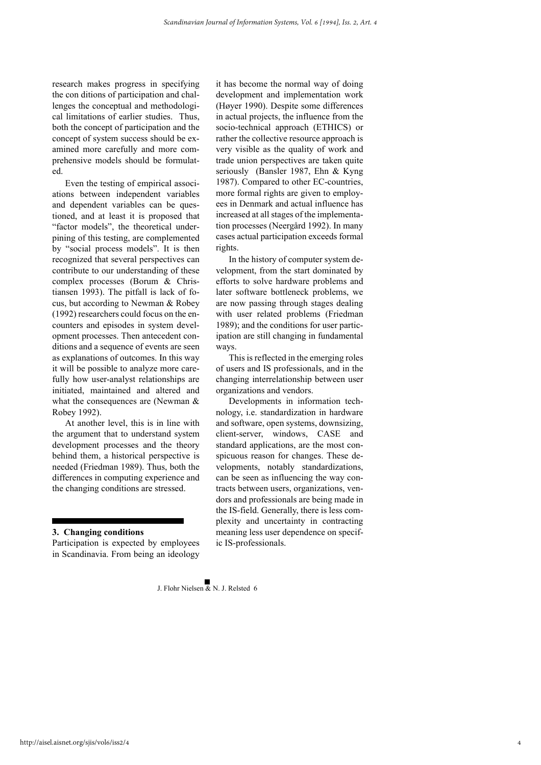research makes progress in specifying the con ditions of participation and challenges the conceptual and methodological limitations of earlier studies. Thus, both the concept of participation and the concept of system success should be examined more carefully and more comprehensive models should be formulated.

Even the testing of empirical associations between independent variables and dependent variables can be questioned, and at least it is proposed that "factor models", the theoretical underpining of this testing, are complemented by "social process models". It is then recognized that several perspectives can contribute to our understanding of these complex processes (Borum & Christiansen 1993). The pitfall is lack of focus, but according to Newman & Robey (1992) researchers could focus on the encounters and episodes in system development processes. Then antecedent conditions and a sequence of events are seen as explanations of outcomes. In this way it will be possible to analyze more carefully how user-analyst relationships are initiated, maintained and altered and what the consequences are (Newman & Robey 1992).

At another level, this is in line with the argument that to understand system development processes and the theory behind them, a historical perspective is needed (Friedman 1989). Thus, both the differences in computing experience and the changing conditions are stressed.

## 3. Changing conditions

Participation is expected by employees in Scandinavia. From being an ideology it has become the normal way of doing development and implementation work (Høyer 1990). Despite some differences in actual projects, the influence from the socio-technical approach (ETHICS) or rather the collective resource approach is very visible as the quality of work and trade union perspectives are taken quite seriously (Bansler 1987, Ehn & Kyng 1987). Compared to other EC-countries, more formal rights are given to employees in Denmark and actual influence has increased at all stages of the implementation processes (Neergård 1992). In many cases actual participation exceeds formal rights.

In the history of computer system development, from the start dominated by efforts to solve hardware problems and later software bottleneck problems, we are now passing through stages dealing with user related problems (Friedman 1989); and the conditions for user participation are still changing in fundamental ways.

This is reflected in the emerging roles of users and IS professionals, and in the changing interrelationship between user organizations and vendors.

Developments in information technology, i.e. standardization in hardware and software, open systems, downsizing, client-server, windows, CASE and standard applications, are the most conspicuous reason for changes. These developments, notably standardizations, can be seen as influencing the way contracts between users, organizations, vendors and professionals are being made in the IS-field. Generally, there is less complexity and uncertainty in contracting meaning less user dependence on specific IS-professionals.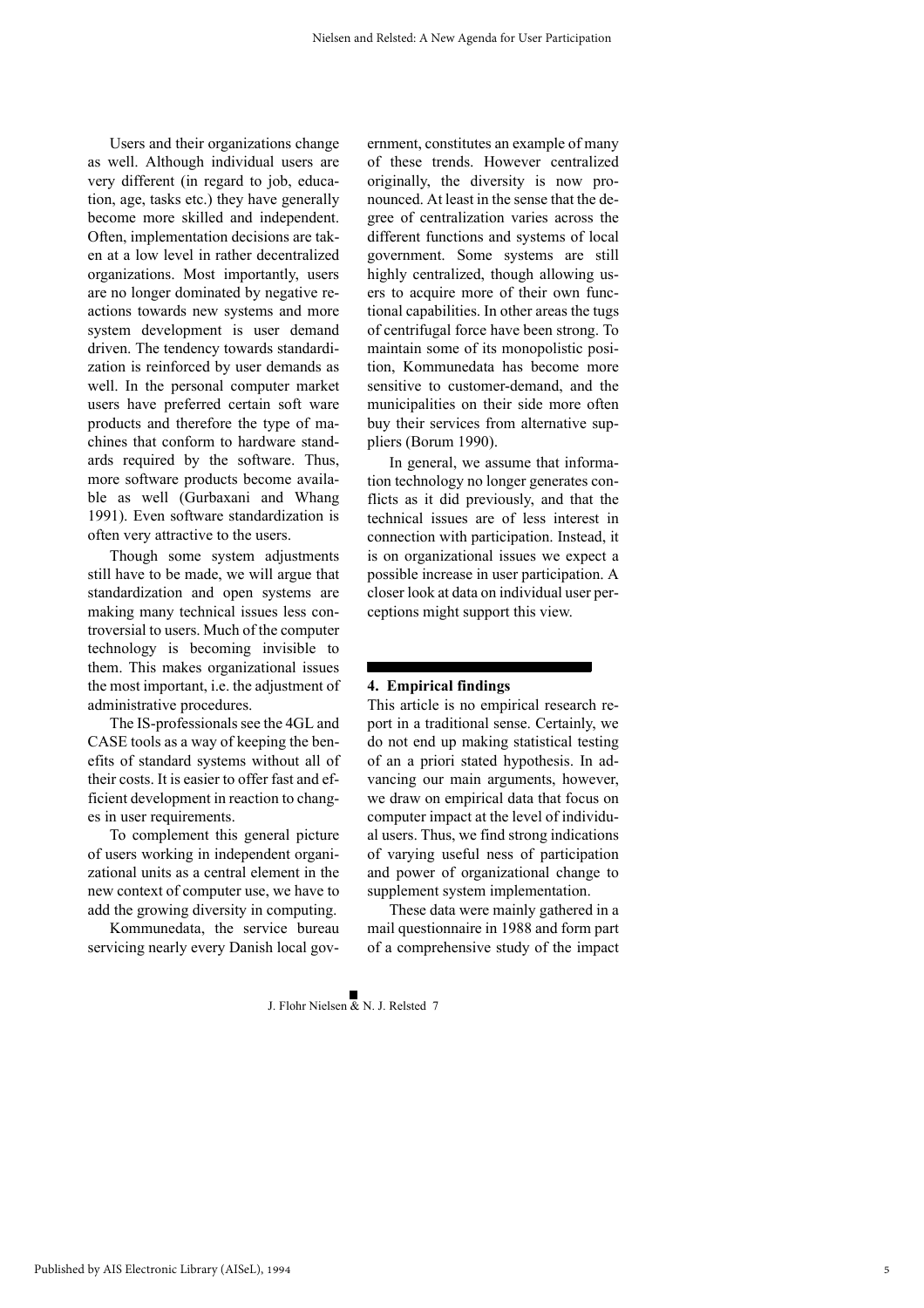Users and their organizations change as well. Although individual users are very different (in regard to job, education, age, tasks etc.) they have generally become more skilled and independent. Often, implementation decisions are taken at a low level in rather decentralized organizations. Most importantly, users are no longer dominated by negative reactions towards new systems and more system development is user demand driven. The tendency towards standardization is reinforced by user demands as well. In the personal computer market users have preferred certain soft ware products and therefore the type of machines that conform to hardware standards required by the software. Thus, more software products become available as well (Gurbaxani and Whang 1991). Even software standardization is often very attractive to the users.

Though some system adjustments still have to be made, we will argue that standardization and open systems are making many technical issues less controversial to users. Much of the computer technology is becoming invisible to them. This makes organizational issues the most important, i.e. the adjustment of administrative procedures.

The IS-professionals see the 4GL and CASE tools as a way of keeping the benefits of standard systems without all of their costs. It is easier to offer fast and efficient development in reaction to changes in user requirements.

To complement this general picture of users working in independent organizational units as a central element in the new context of computer use, we have to add the growing diversity in computing.

Kommunedata, the service bureau servicing nearly every Danish local government, constitutes an example of many of these trends. However centralized originally, the diversity is now pronounced. At least in the sense that the degree of centralization varies across the different functions and systems of local government. Some systems are still highly centralized, though allowing users to acquire more of their own functional capabilities. In other areas the tugs of centrifugal force have been strong. To maintain some of its monopolistic position, Kommunedata has become more sensitive to customer-demand, and the municipalities on their side more often buy their services from alternative suppliers (Borum 1990).

In general, we assume that information technology no longer generates conflicts as it did previously, and that the technical issues are of less interest in connection with participation. Instead, it is on organizational issues we expect a possible increase in user participation. A closer look at data on individual user perceptions might support this view.

## 4. Empirical findings

This article is no empirical research report in a traditional sense. Certainly, we do not end up making statistical testing of an a priori stated hypothesis. In advancing our main arguments, however, we draw on empirical data that focus on computer impact at the level of individual users. Thus, we find strong indications of varying useful ness of participation and power of organizational change to supplement system implementation.

These data were mainly gathered in a mail questionnaire in 1988 and form part of a comprehensive study of the impact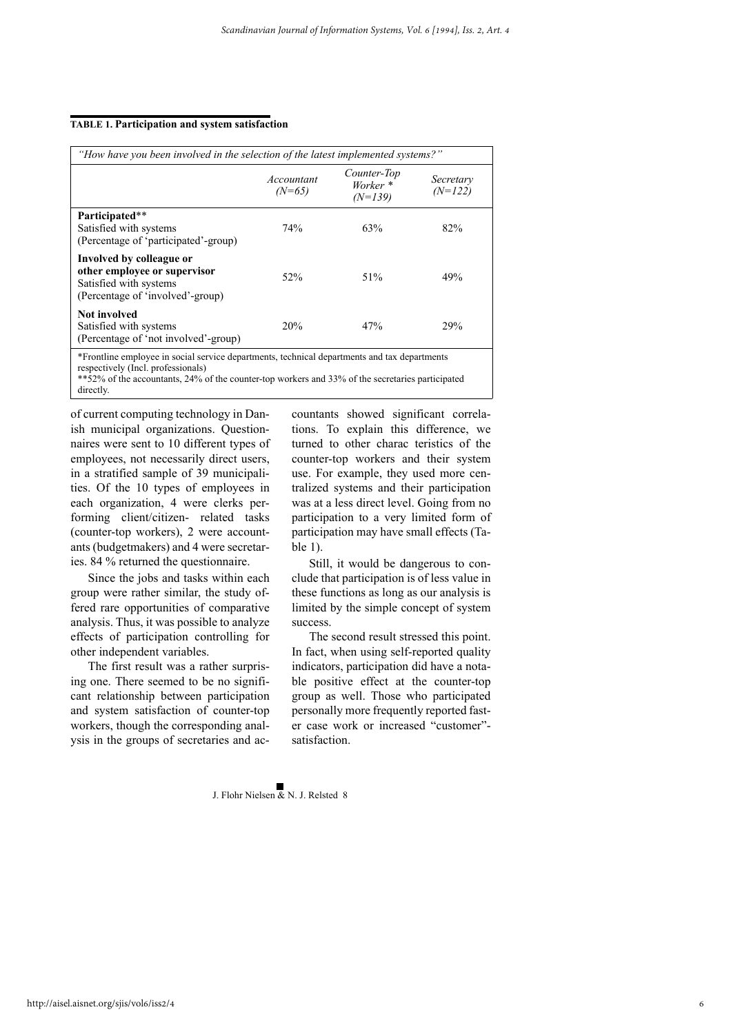**TABLE 1. Participation and system satisfaction**

| *"How have you been involved in the selection of the latest implemented systems?"* | | | |
|---|---|---|---|
| | *Accountant (N=65)* | *Counter-Top Worker * (N=139)* | *Secretary (N=122)* |
| **Participated****<br>Satisfied with systems<br>(Percentage of 'participated'-group) | 74% | 63% | 82% |
| **Involved by colleague or other employee or supervisor**<br>Satisfied with systems<br>(Percentage of 'involved'-group) | 52% | 51% | 49% |
| **Not involved**<br>Satisfied with systems<br>(Percentage of 'not involved'-group) | 20% | 47% | 29% |

*Frontline employee in social service departments, technical departments and tax departments respectively (Incl. professionals)
**52% of the accountants, 24% of the counter-top workers and 33% of the secretaries participated directly.

of current computing technology in Danish municipal organizations. Questionnaires were sent to 10 different types of employees, not necessarily direct users, in a stratified sample of 39 municipalities. Of the 10 types of employees in each organization, 4 were clerks performing client/citizen- related tasks (counter-top workers), 2 were accountants (budgetmakers) and 4 were secretaries. 84 % returned the questionnaire.

Since the jobs and tasks within each group were rather similar, the study offered rare opportunities of comparative analysis. Thus, it was possible to analyze effects of participation controlling for other independent variables.

The first result was a rather surprising one. There seemed to be no significant relationship between participation and system satisfaction of counter-top workers, though the corresponding analysis in the groups of secretaries and accountants showed significant correlations. To explain this difference, we turned to other charac teristics of the counter-top workers and their system use. For example, they used more centralized systems and their participation was at a less direct level. Going from no participation to a very limited form of participation may have small effects (Table 1).

Still, it would be dangerous to conclude that participation is of less value in these functions as long as our analysis is limited by the simple concept of system success.

The second result stressed this point. In fact, when using self-reported quality indicators, participation did have a notable positive effect at the counter-top group as well. Those who participated personally more frequently reported faster case work or increased "customer"-satisfaction.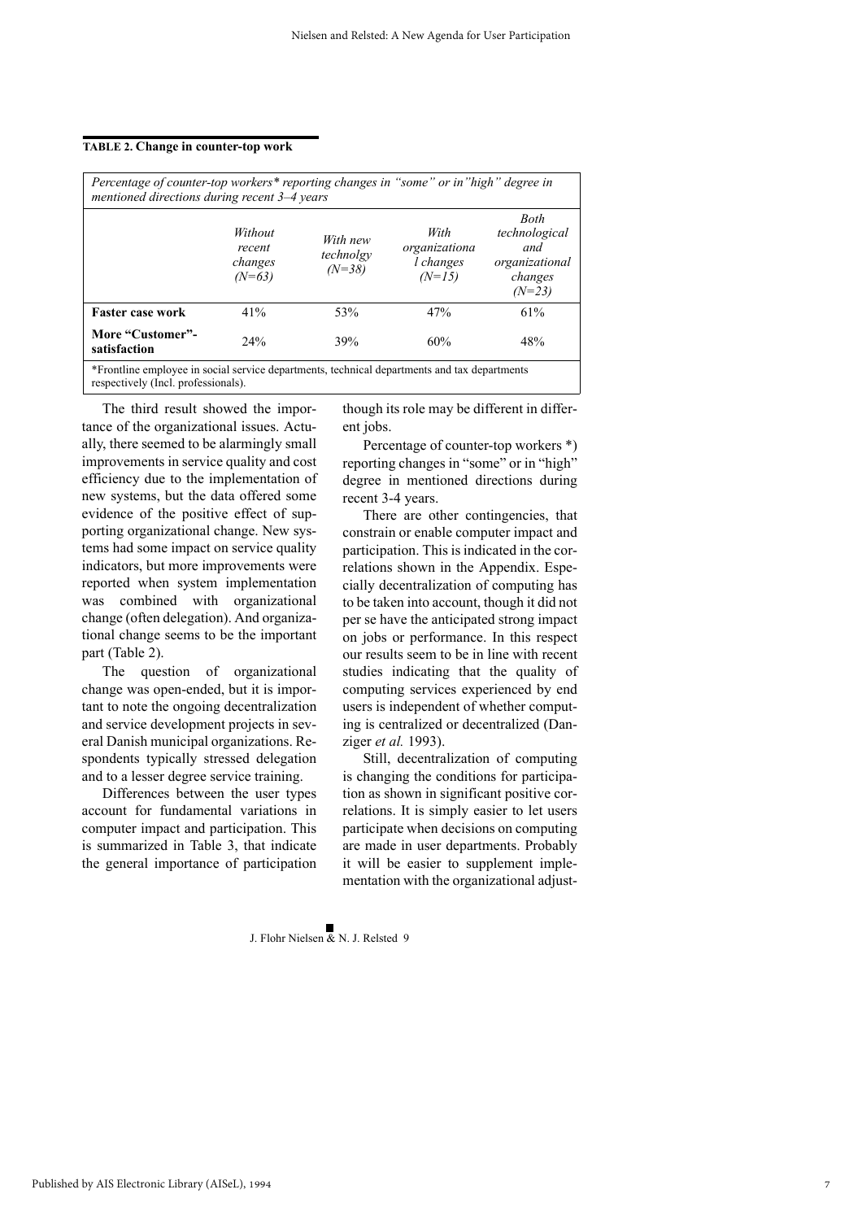**TABLE 2. Change in counter-top work**

| *Percentage of counter-top workers\* reporting changes in "some" or in"high" degree in mentioned directions during recent 3–4 years* | | | | |
|---|---|---|---|---|
| | *Without recent changes (N=63)* | *With new technolgy (N=38)* | *With organizational changes (N=15)* | *Both technological and organizational changes (N=23)* |
| **Faster case work** | 41% | 53% | 47% | 61% |
| **More "Customer"-satisfaction** | 24% | 39% | 60% | 48% |

*Frontline employee in social service departments, technical departments and tax departments respectively (Incl. professionals).

The third result showed the importance of the organizational issues. Actually, there seemed to be alarmingly small improvements in service quality and cost efficiency due to the implementation of new systems, but the data offered some evidence of the positive effect of supporting organizational change. New systems had some impact on service quality indicators, but more improvements were reported when system implementation was combined with organizational change (often delegation). And organizational change seems to be the important part (Table 2).

The question of organizational change was open-ended, but it is important to note the ongoing decentralization and service development projects in several Danish municipal organizations. Respondents typically stressed delegation and to a lesser degree service training.

Differences between the user types account for fundamental variations in computer impact and participation. This is summarized in Table 3, that indicate the general importance of participation though its role may be different in different jobs.

Percentage of counter-top workers *) reporting changes in "some" or in "high" degree in mentioned directions during recent 3-4 years.

There are other contingencies, that constrain or enable computer impact and participation. This is indicated in the correlations shown in the Appendix. Especially decentralization of computing has to be taken into account, though it did not per se have the anticipated strong impact on jobs or performance. In this respect our results seem to be in line with recent studies indicating that the quality of computing services experienced by end users is independent of whether computing is centralized or decentralized (Danziger *et al.* 1993).

Still, decentralization of computing is changing the conditions for participation as shown in significant positive correlations. It is simply easier to let users participate when decisions on computing are made in user departments. Probably it will be easier to supplement implementation with the organizational adjust-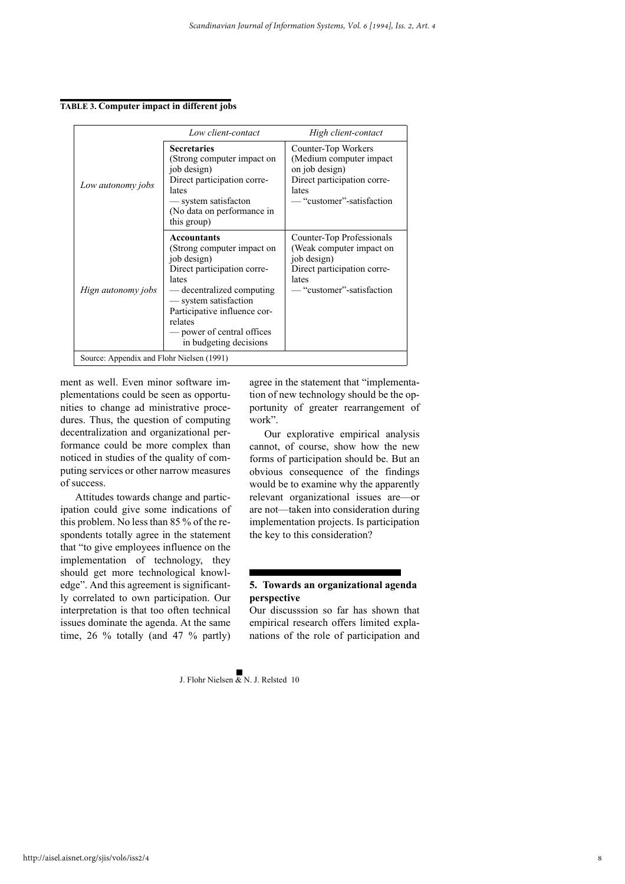**TABLE 3. Computer impact in different jobs**

| | *Low client-contact* | *High client-contact* |
|---|---|---|
| *Low autonomy jobs* | **Secretaries** (Strong computer impact on job design) Direct participation correlates — system satisfacton (No data on performance in this group) | Counter-Top Workers (Medium computer impact on job design) Direct participation correlates — "customer"-satisfaction |
| *Hign autonomy jobs* | **Accountants** (Strong computer impact on job design) Direct participation correlates — decentralized computing — system satisfaction Participative influence correlates — power of central offices in budgeting decisions | Counter-Top Professionals (Weak computer impact on job design) Direct participation correlates — "customer"-satisfaction |
| Source: Appendix and Flohr Nielsen (1991) | | |

ment as well. Even minor software implementations could be seen as opportunities to change ad ministrative procedures. Thus, the question of computing decentralization and organizational performance could be more complex than noticed in studies of the quality of computing services or other narrow measures of success.

Attitudes towards change and participation could give some indications of this problem. No less than 85 % of the respondents totally agree in the statement that "to give employees influence on the implementation of technology, they should get more technological knowledge". And this agreement is significantly correlated to own participation. Our interpretation is that too often technical issues dominate the agenda. At the same time, 26 % totally (and 47 % partly) agree in the statement that "implementation of new technology should be the opportunity of greater rearrangement of work".

Our explorative empirical analysis cannot, of course, show how the new forms of participation should be. But an obvious consequence of the findings would be to examine why the apparently relevant organizational issues are—or are not—taken into consideration during implementation projects. Is participation the key to this consideration?

## 5. Towards an organizational agenda perspective

Our discusssion so far has shown that empirical research offers limited explanations of the role of participation and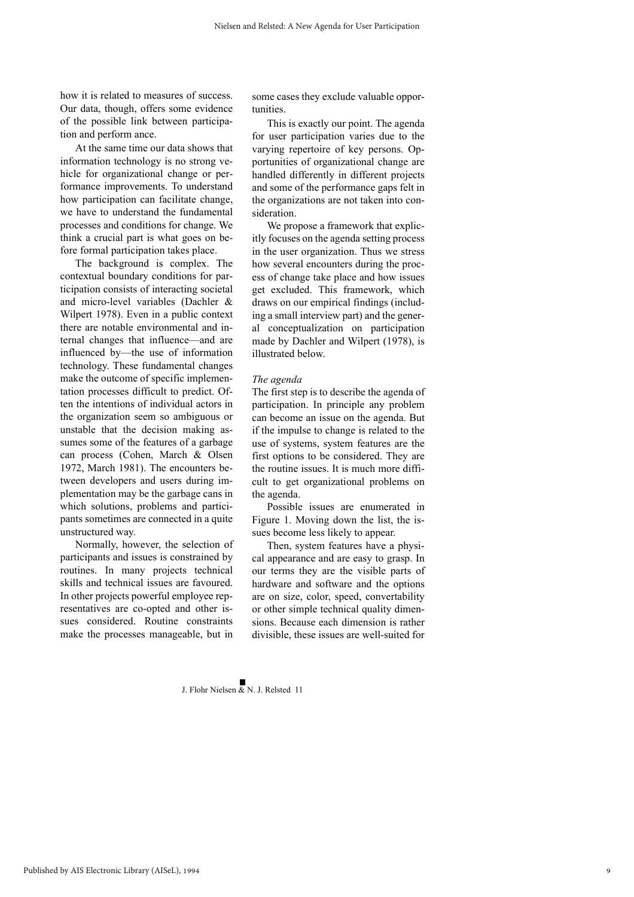how it is related to measures of success. Our data, though, offers some evidence of the possible link between participation and perform ance.

At the same time our data shows that information technology is no strong vehicle for organizational change or performance improvements. To understand how participation can facilitate change, we have to understand the fundamental processes and conditions for change. We think a crucial part is what goes on before formal participation takes place.

The background is complex. The contextual boundary conditions for participation consists of interacting societal and micro-level variables (Dachler & Wilpert 1978). Even in a public context there are notable environmental and internal changes that influence—and are influenced by—the use of information technology. These fundamental changes make the outcome of specific implementation processes difficult to predict. Often the intentions of individual actors in the organization seem so ambiguous or unstable that the decision making assumes some of the features of a garbage can process (Cohen, March & Olsen 1972, March 1981). The encounters between developers and users during implementation may be the garbage cans in which solutions, problems and participants sometimes are connected in a quite unstructured way.

Normally, however, the selection of participants and issues is constrained by routines. In many projects technical skills and technical issues are favoured. In other projects powerful employee representatives are co-opted and other issues considered. Routine constraints make the processes manageable, but in some cases they exclude valuable opportunities.

This is exactly our point. The agenda for user participation varies due to the varying repertoire of key persons. Opportunities of organizational change are handled differently in different projects and some of the performance gaps felt in the organizations are not taken into consideration.

We propose a framework that explicitly focuses on the agenda setting process in the user organization. Thus we stress how several encounters during the process of change take place and how issues get excluded. This framework, which draws on our empirical findings (including a small interview part) and the general conceptualization on participation made by Dachler and Wilpert (1978), is illustrated below.

*The agenda*

The first step is to describe the agenda of participation. In principle any problem can become an issue on the agenda. But if the impulse to change is related to the use of systems, system features are the first options to be considered. They are the routine issues. It is much more difficult to get organizational problems on the agenda.

Possible issues are enumerated in Figure 1. Moving down the list, the issues become less likely to appear.

Then, system features have a physical appearance and are easy to grasp. In our terms they are the visible parts of hardware and software and the options are on size, color, speed, convertability or other simple technical quality dimensions. Because each dimension is rather divisible, these issues are well-suited for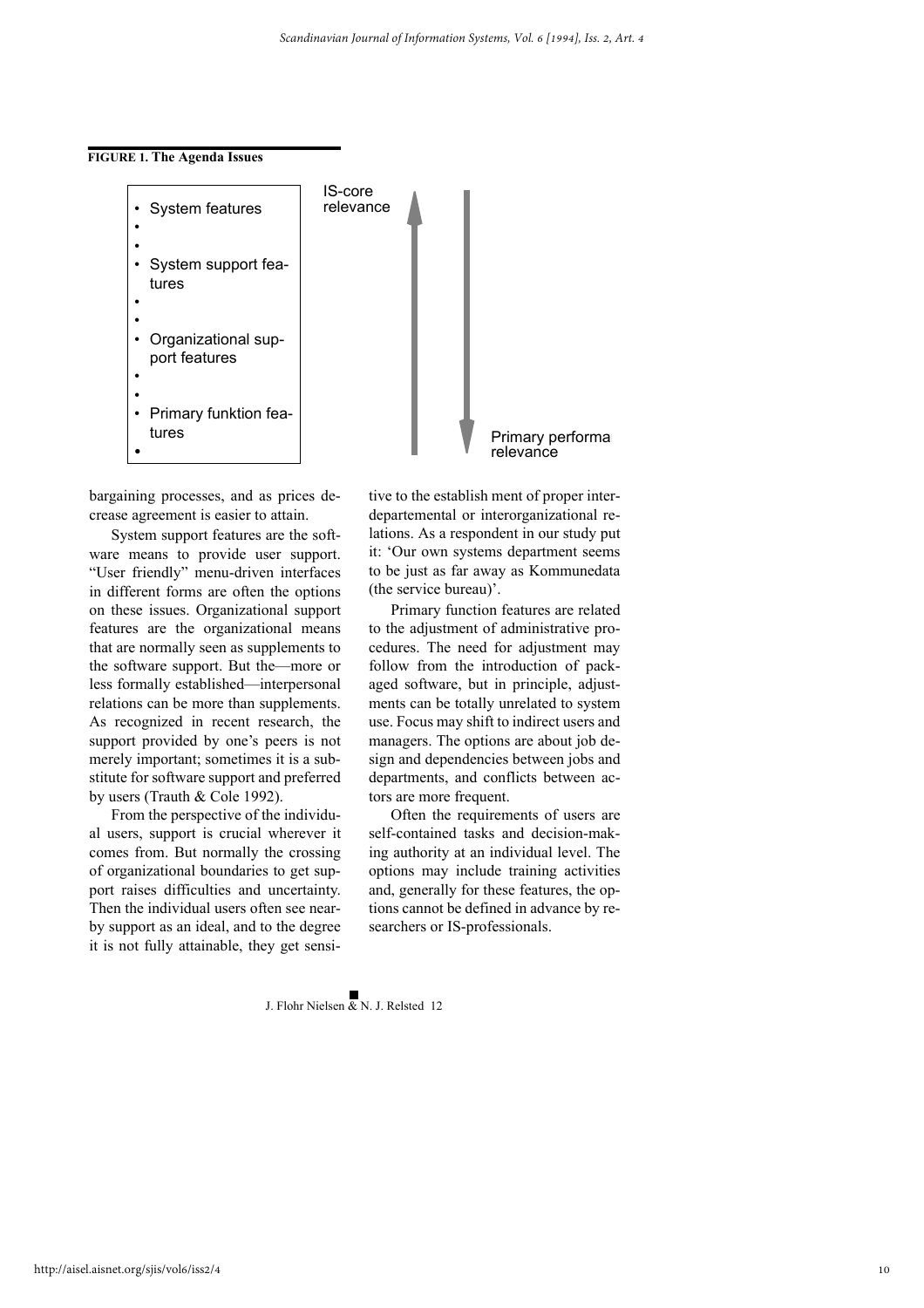**FIGURE 1. The Agenda Issues**

- System features
- 
- 
- System support features
- 
- 
- Organizational support features
- 
- 
- Primary funktion features
- 

IS-core relevance

Primary performa relevance

bargaining processes, and as prices decrease agreement is easier to attain.

System support features are the software means to provide user support. "User friendly" menu-driven interfaces in different forms are often the options on these issues. Organizational support features are the organizational means that are normally seen as supplements to the software support. But the—more or less formally established—interpersonal relations can be more than supplements. As recognized in recent research, the support provided by one's peers is not merely important; sometimes it is a substitute for software support and preferred by users (Trauth & Cole 1992).

From the perspective of the individual users, support is crucial wherever it comes from. But normally the crossing of organizational boundaries to get support raises difficulties and uncertainty. Then the individual users often see nearby support as an ideal, and to the degree it is not fully attainable, they get sensitive to the establish ment of proper inter-departemental or interorganizational relations. As a respondent in our study put it: 'Our own systems department seems to be just as far away as Kommunedata (the service bureau)'.

Primary function features are related to the adjustment of administrative procedures. The need for adjustment may follow from the introduction of packaged software, but in principle, adjustments can be totally unrelated to system use. Focus may shift to indirect users and managers. The options are about job design and dependencies between jobs and departments, and conflicts between actors are more frequent.

Often the requirements of users are self-contained tasks and decision-making authority at an individual level. The options may include training activities and, generally for these features, the options cannot be defined in advance by researchers or IS-professionals.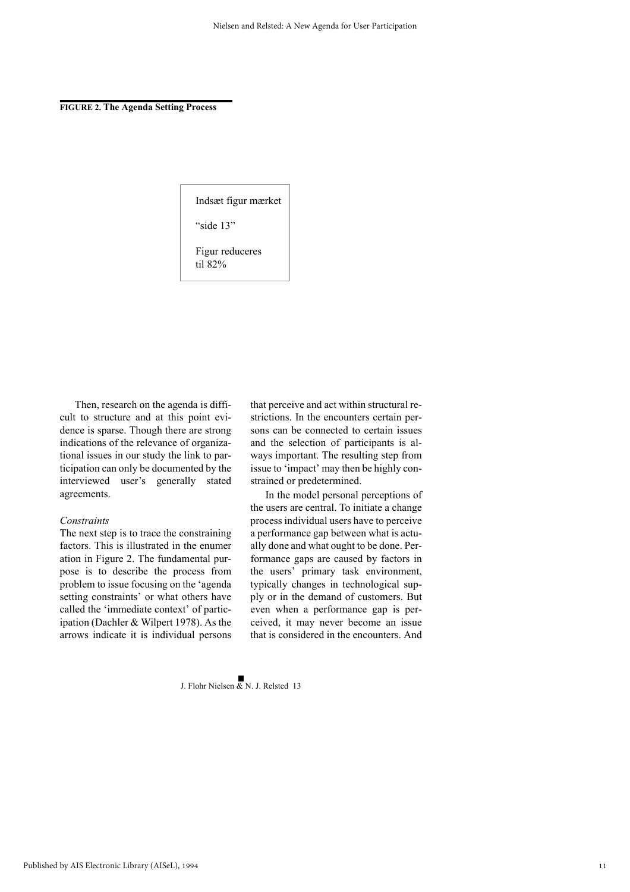**FIGURE 2. The Agenda Setting Process**

Indsæt figur mærket

"side 13"

Figur reduceres til 82%

Then, research on the agenda is difficult to structure and at this point evidence is sparse. Though there are strong indications of the relevance of organizational issues in our study the link to participation can only be documented by the interviewed user's generally stated agreements.

*Constraints*

The next step is to trace the constraining factors. This is illustrated in the enumeration in Figure 2. The fundamental purpose is to describe the process from problem to issue focusing on the 'agenda setting constraints' or what others have called the 'immediate context' of participation (Dachler & Wilpert 1978). As the arrows indicate it is individual persons that perceive and act within structural restrictions. In the encounters certain persons can be connected to certain issues and the selection of participants is always important. The resulting step from issue to 'impact' may then be highly constrained or predetermined.

In the model personal perceptions of the users are central. To initiate a change process individual users have to perceive a performance gap between what is actually done and what ought to be done. Performance gaps are caused by factors in the users' primary task environment, typically changes in technological supply or in the demand of customers. But even when a performance gap is perceived, it may never become an issue that is considered in the encounters. And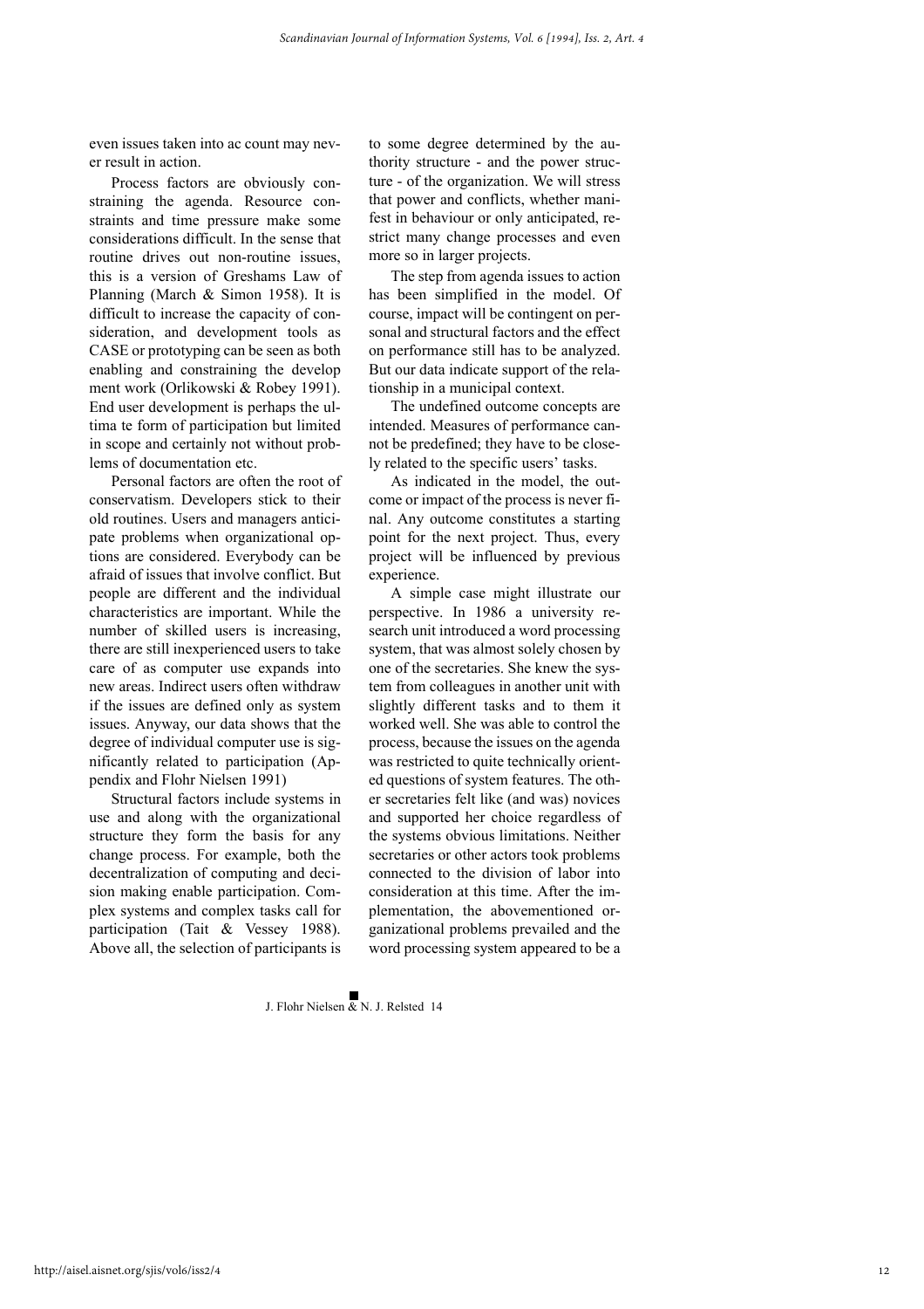even issues taken into account may never result in action.

Process factors are obviously constraining the agenda. Resource constraints and time pressure make some considerations difficult. In the sense that routine drives out non-routine issues, this is a version of Greshams Law of Planning (March & Simon 1958). It is difficult to increase the capacity of consideration, and development tools as CASE or prototyping can be seen as both enabling and constraining the develop ment work (Orlikowski & Robey 1991). End user development is perhaps the ultima te form of participation but limited in scope and certainly not without problems of documentation etc.

Personal factors are often the root of conservatism. Developers stick to their old routines. Users and managers anticipate problems when organizational options are considered. Everybody can be afraid of issues that involve conflict. But people are different and the individual characteristics are important. While the number of skilled users is increasing, there are still inexperienced users to take care of as computer use expands into new areas. Indirect users often withdraw if the issues are defined only as system issues. Anyway, our data shows that the degree of individual computer use is significantly related to participation (Appendix and Flohr Nielsen 1991)

Structural factors include systems in use and along with the organizational structure they form the basis for any change process. For example, both the decentralization of computing and decision making enable participation. Complex systems and complex tasks call for participation (Tait & Vessey 1988). Above all, the selection of participants is to some degree determined by the authority structure - and the power structure - of the organization. We will stress that power and conflicts, whether manifest in behaviour or only anticipated, restrict many change processes and even more so in larger projects.

The step from agenda issues to action has been simplified in the model. Of course, impact will be contingent on personal and structural factors and the effect on performance still has to be analyzed. But our data indicate support of the relationship in a municipal context.

The undefined outcome concepts are intended. Measures of performance cannot be predefined; they have to be closely related to the specific users' tasks.

As indicated in the model, the outcome or impact of the process is never final. Any outcome constitutes a starting point for the next project. Thus, every project will be influenced by previous experience.

A simple case might illustrate our perspective. In 1986 a university research unit introduced a word processing system, that was almost solely chosen by one of the secretaries. She knew the system from colleagues in another unit with slightly different tasks and to them it worked well. She was able to control the process, because the issues on the agenda was restricted to quite technically oriented questions of system features. The other secretaries felt like (and was) novices and supported her choice regardless of the systems obvious limitations. Neither secretaries or other actors took problems connected to the division of labor into consideration at this time. After the implementation, the abovementioned organizational problems prevailed and the word processing system appeared to be a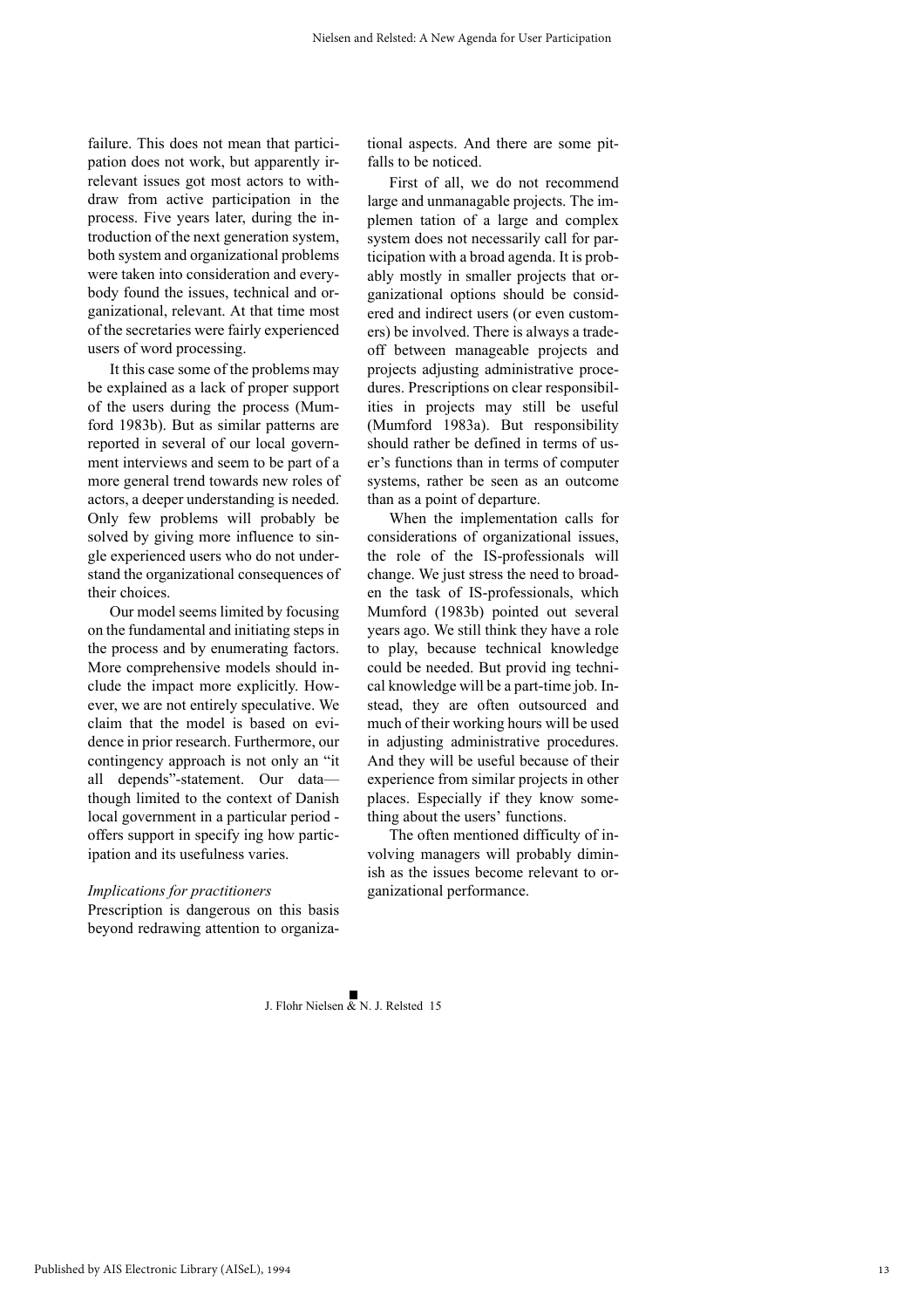failure. This does not mean that participation does not work, but apparently irrelevant issues got most actors to withdraw from active participation in the process. Five years later, during the introduction of the next generation system, both system and organizational problems were taken into consideration and everybody found the issues, technical and organizational, relevant. At that time most of the secretaries were fairly experienced users of word processing.

It this case some of the problems may be explained as a lack of proper support of the users during the process (Mumford 1983b). But as similar patterns are reported in several of our local government interviews and seem to be part of a more general trend towards new roles of actors, a deeper understanding is needed. Only few problems will probably be solved by giving more influence to single experienced users who do not understand the organizational consequences of their choices.

Our model seems limited by focusing on the fundamental and initiating steps in the process and by enumerating factors. More comprehensive models should include the impact more explicitly. However, we are not entirely speculative. We claim that the model is based on evidence in prior research. Furthermore, our contingency approach is not only an "it all depends"-statement. Our data—though limited to the context of Danish local government in a particular period - offers support in specify ing how participation and its usefulness varies.

*Implications for practitioners*

Prescription is dangerous on this basis beyond redrawing attention to organizational aspects. And there are some pitfalls to be noticed.

First of all, we do not recommend large and unmanagable projects. The implemen tation of a large and complex system does not necessarily call for participation with a broad agenda. It is probably mostly in smaller projects that organizational options should be considered and indirect users (or even customers) be involved. There is always a tradeoff between manageable projects and projects adjusting administrative procedures. Prescriptions on clear responsibilities in projects may still be useful (Mumford 1983a). But responsibility should rather be defined in terms of user's functions than in terms of computer systems, rather be seen as an outcome than as a point of departure.

When the implementation calls for considerations of organizational issues, the role of the IS-professionals will change. We just stress the need to broaden the task of IS-professionals, which Mumford (1983b) pointed out several years ago. We still think they have a role to play, because technical knowledge could be needed. But provid ing technical knowledge will be a part-time job. Instead, they are often outsourced and much of their working hours will be used in adjusting administrative procedures. And they will be useful because of their experience from similar projects in other places. Especially if they know something about the users' functions.

The often mentioned difficulty of involving managers will probably diminish as the issues become relevant to organizational performance.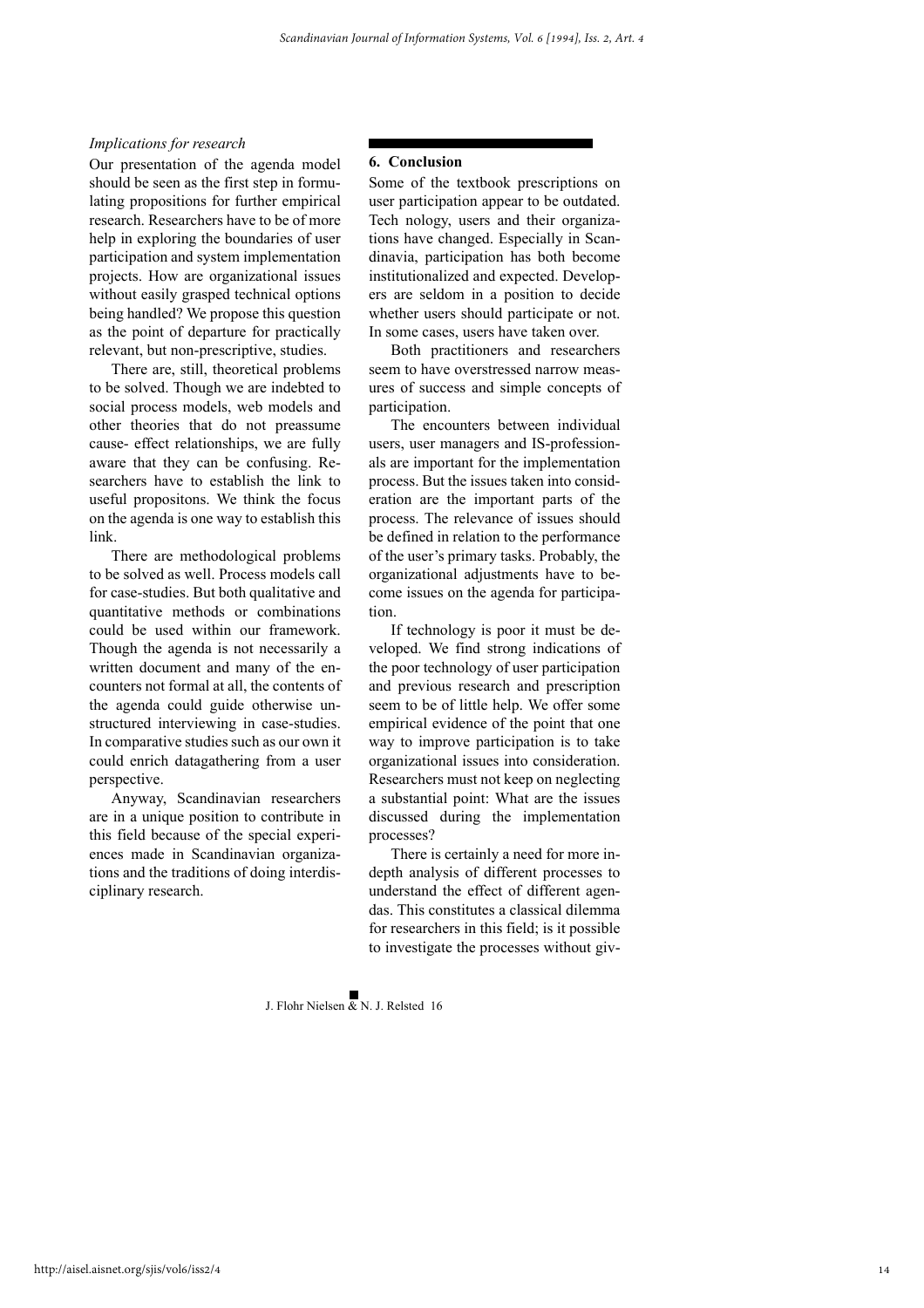*Implications for research*

Our presentation of the agenda model should be seen as the first step in formulating propositions for further empirical research. Researchers have to be of more help in exploring the boundaries of user participation and system implementation projects. How are organizational issues without easily grasped technical options being handled? We propose this question as the point of departure for practically relevant, but non-prescriptive, studies.

There are, still, theoretical problems to be solved. Though we are indebted to social process models, web models and other theories that do not preassume cause- effect relationships, we are fully aware that they can be confusing. Researchers have to establish the link to useful propositons. We think the focus on the agenda is one way to establish this link.

There are methodological problems to be solved as well. Process models call for case-studies. But both qualitative and quantitative methods or combinations could be used within our framework. Though the agenda is not necessarily a written document and many of the encounters not formal at all, the contents of the agenda could guide otherwise unstructured interviewing in case-studies. In comparative studies such as our own it could enrich datagathering from a user perspective.

Anyway, Scandinavian researchers are in a unique position to contribute in this field because of the special experiences made in Scandinavian organizations and the traditions of doing interdisciplinary research.

## 6. Conclusion

Some of the textbook prescriptions on user participation appear to be outdated. Tech nology, users and their organizations have changed. Especially in Scandinavia, participation has both become institutionalized and expected. Developers are seldom in a position to decide whether users should participate or not. In some cases, users have taken over.

Both practitioners and researchers seem to have overstressed narrow measures of success and simple concepts of participation.

The encounters between individual users, user managers and IS-professionals are important for the implementation process. But the issues taken into consideration are the important parts of the process. The relevance of issues should be defined in relation to the performance of the user's primary tasks. Probably, the organizational adjustments have to become issues on the agenda for participation.

If technology is poor it must be developed. We find strong indications of the poor technology of user participation and previous research and prescription seem to be of little help. We offer some empirical evidence of the point that one way to improve participation is to take organizational issues into consideration. Researchers must not keep on neglecting a substantial point: What are the issues discussed during the implementation processes?

There is certainly a need for more indepth analysis of different processes to understand the effect of different agendas. This constitutes a classical dilemma for researchers in this field; is it possible to investigate the processes without giv-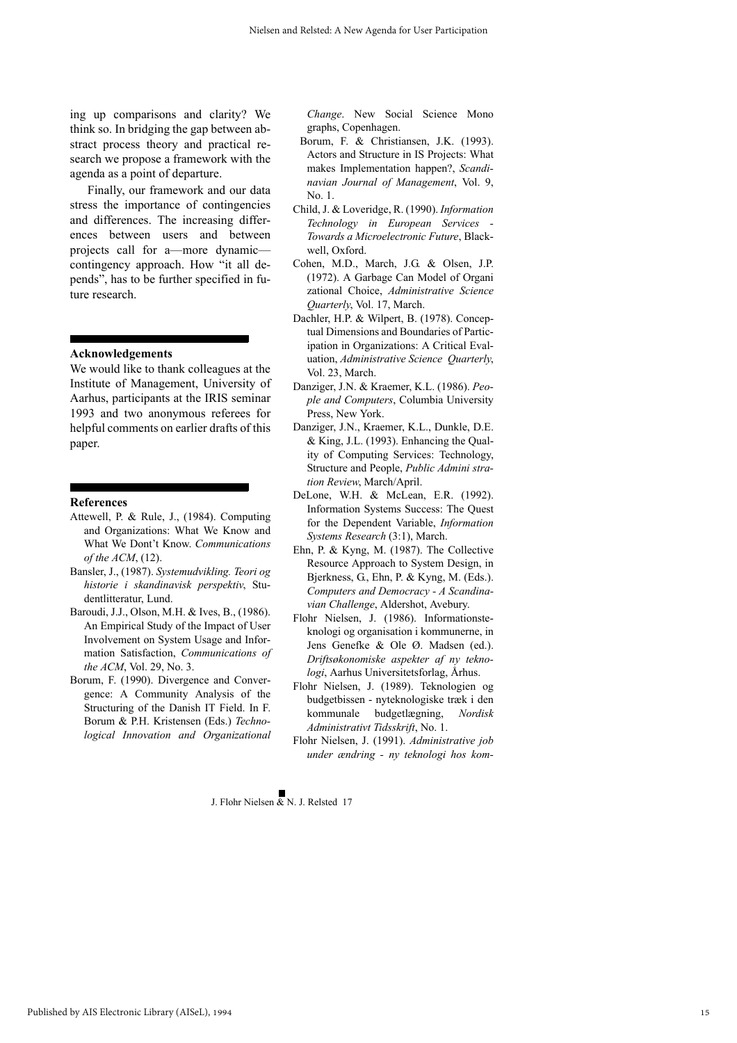ing up comparisons and clarity? We think so. In bridging the gap between abstract process theory and practical research we propose a framework with the agenda as a point of departure.

Finally, our framework and our data stress the importance of contingencies and differences. The increasing differences between users and between projects call for a—more dynamic—contingency approach. How "it all depends", has to be further specified in future research.

## Acknowledgements

We would like to thank colleagues at the Institute of Management, University of Aarhus, participants at the IRIS seminar 1993 and two anonymous referees for helpful comments on earlier drafts of this paper.

## References

- Attewell, P. & Rule, J., (1984). Computing and Organizations: What We Know and What We Dont't Know. *Communications of the ACM*, (12).
- Bansler, J., (1987). *Systemudvikling. Teori og historie i skandinavisk perspektiv*, Studentlitteratur, Lund.
- Baroudi, J.J., Olson, M.H. & Ives, B., (1986). An Empirical Study of the Impact of User Involvement on System Usage and Information Satisfaction, *Communications of the ACM*, Vol. 29, No. 3.
- Borum, F. (1990). Divergence and Convergence: A Community Analysis of the Structuring of the Danish IT Field. In F. Borum & P.H. Kristensen (Eds.) *Technological Innovation and Organizational Change*. New Social Science Mono graphs, Copenhagen.
- Borum, F. & Christiansen, J.K. (1993). Actors and Structure in IS Projects: What makes Implementation happen?, *Scandinavian Journal of Management*, Vol. 9, No. 1.
- Child, J. & Loveridge, R. (1990). *Information Technology in European Services - Towards a Microelectronic Future*, Blackwell, Oxford.
- Cohen, M.D., March, J.G. & Olsen, J.P. (1972). A Garbage Can Model of Organi zational Choice, *Administrative Science Quarterly*, Vol. 17, March.
- Dachler, H.P. & Wilpert, B. (1978). Conceptual Dimensions and Boundaries of Participation in Organizations: A Critical Evaluation, *Administrative Science Quarterly*, Vol. 23, March.
- Danziger, J.N. & Kraemer, K.L. (1986). *People and Computers*, Columbia University Press, New York.
- Danziger, J.N., Kraemer, K.L., Dunkle, D.E. & King, J.L. (1993). Enhancing the Quality of Computing Services: Technology, Structure and People, *Public Admini stration Review*, March/April.
- DeLone, W.H. & McLean, E.R. (1992). Information Systems Success: The Quest for the Dependent Variable, *Information Systems Research* (3:1), March.
- Ehn, P. & Kyng, M. (1987). The Collective Resource Approach to System Design, in Bjerkness, G., Ehn, P. & Kyng, M. (Eds.). *Computers and Democracy - A Scandinavian Challenge*, Aldershot, Avebury.
- Flohr Nielsen, J. (1986). Informationsteknologi og organisation i kommunerne, in Jens Genefke & Ole Ø. Madsen (ed.). *Driftsøkonomiske aspekter af ny teknologi*, Aarhus Universitetsforlag, Århus.
- Flohr Nielsen, J. (1989). Teknologien og budgetbissen - nyteknologiske træk i den kommunale budgetlægning, *Nordisk Administrativt Tidsskrift*, No. 1.
- Flohr Nielsen, J. (1991). *Administrative job under ændring - ny teknologi hos kom-*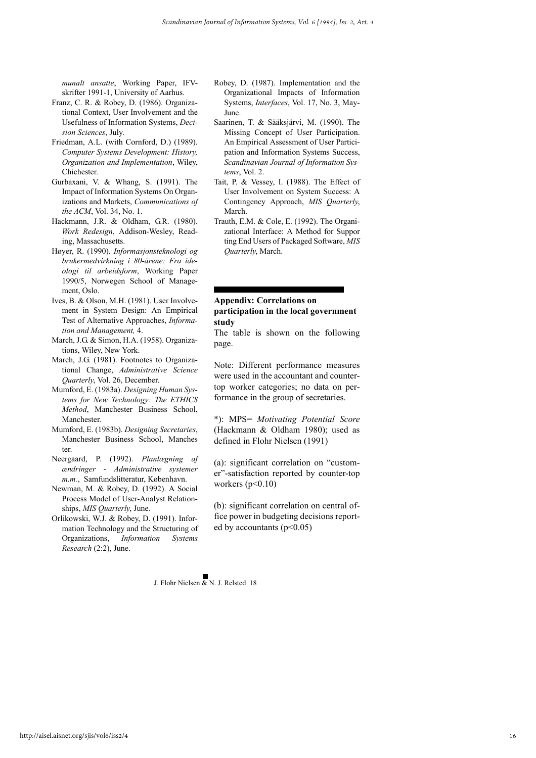*munalt ansatte*, Working Paper, IFV-skrifter 1991-1, University of Aarhus.

Franz, C. R. & Robey, D. (1986). Organizational Context, User Involvement and the Usefulness of Information Systems, *Decision Sciences*, July.

Friedman, A.L. (with Cornford, D.) (1989). *Computer Systems Development: History, Organization and Implementation*, Wiley, Chichester.

Gurbaxani, V. & Whang, S. (1991). The Impact of Information Systems On Organizations and Markets, *Communications of the ACM*, Vol. 34, No. 1.

Hackmann, J.R. & Oldham, G.R. (1980). *Work Redesign*, Addison-Wesley, Reading, Massachusetts.

Høyer, R. (1990). *Informasjonsteknologi og brukermedvirkning i 80-årene: Fra ideologi til arbeidsform*, Working Paper 1990/5, Norwegen School of Management, Oslo.

Ives, B. & Olson, M.H. (1981). User Involvement in System Design: An Empirical Test of Alternative Approaches, *Information and Management,* 4.

March, J.G. & Simon, H.A. (1958). Organizations, Wiley, New York.

March, J.G. (1981). Footnotes to Organizational Change, *Administrative Science Quarterly*, Vol. 26, December.

Mumford, E. (1983a). *Designing Human Systems for New Technology: The ETHICS Method*, Manchester Business School, Manchester.

Mumford, E. (1983b). *Designing Secretaries*, Manchester Business School, Manchester.

Neergaard, P. (1992). *Planlægning af ændringer - Administrative systemer m.m.*, Samfundslitteratur, København.

Newman, M. & Robey, D. (1992). A Social Process Model of User-Analyst Relationships, *MIS Quarterly*, June.

Orlikowski, W.J. & Robey, D. (1991). Information Technology and the Structuring of Organizations, *Information Systems Research* (2:2), June.

Robey, D. (1987). Implementation and the Organizational Impacts of Information Systems, *Interfaces*, Vol. 17, No. 3, May-June.

Saarinen, T. & Sääksjärvi, M. (1990). The Missing Concept of User Participation. An Empirical Assessment of User Participation and Information Systems Success, *Scandinavian Journal of Information Systems*, Vol. 2.

Tait, P. & Vessey, I. (1988). The Effect of User Involvement on System Success: A Contingency Approach, *MIS Quarterly*, March.

Trauth, E.M. & Cole, E. (1992). The Organizational Interface: A Method for Supporting End Users of Packaged Software, *MIS Quarterly*, March.

## Appendix: Correlations on participation in the local government study

The table is shown on the following page.

Note: Different performance measures were used in the accountant and counter-top worker categories; no data on performance in the group of secretaries.

*): MPS= *Motivating Potential Score* (Hackmann & Oldham 1980); used as defined in Flohr Nielsen (1991)

(a): significant correlation on "customer"-satisfaction reported by counter-top workers ($p<0.10$)

(b): significant correlation on central office power in budgeting decisions reported by accountants ($p<0.05$)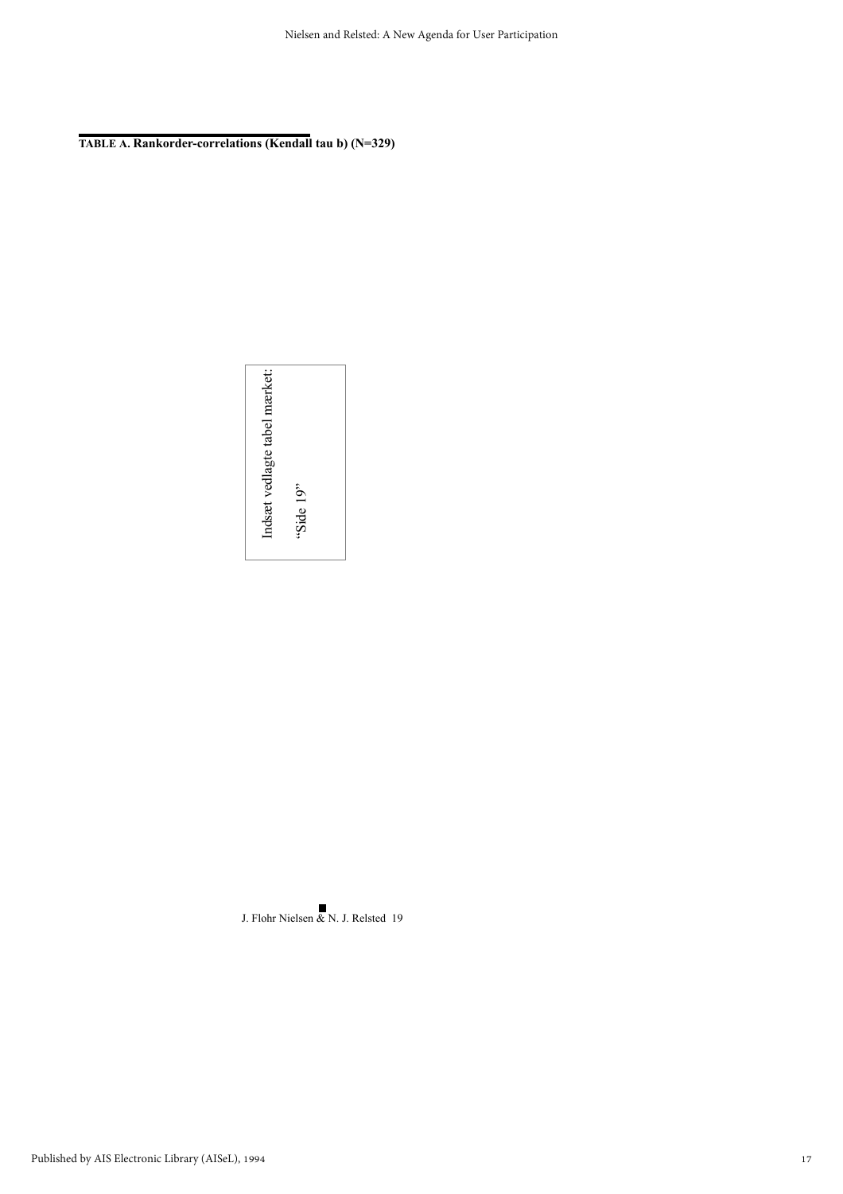**TABLE A. Rankorder-correlations (Kendall tau b) (N=329)**

Indsæt vedlagte tabel mærket:

"Side 19"

J. Flohr Nielsen & N. J. Relsted 19